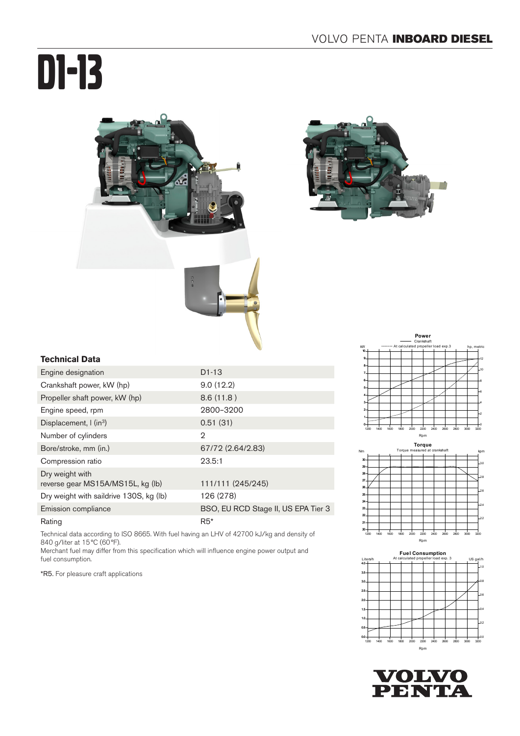# D1-13

## Technical Data

| Engine designation | D1-13 |
|---|---|
| Crankshaft power, kW (hp) | 9.0 (12.2) |
| Propeller shaft power, kW (hp) | 8.6 (11.8 ) |
| Engine speed, rpm | 2800–3200 |
| Displacement, l (in³) | 0.51 (31) |
| Number of cylinders | 2 |
| Bore/stroke, mm (in.) | 67/72 (2.64/2.83) |
| Compression ratio | 23.5:1 |
| Dry weight with reverse gear MS15A/MS15L, kg (lb) | 111/111 (245/245) |
| Dry weight with saildrive 130S, kg (lb) | 126 (278) |
| Emission compliance | BSO, EU RCD Stage II, US EPA Tier 3 |
| Rating | R5* |

Technical data according to ISO 8665. With fuel having an LHV of 42700 kJ/kg and density of 840 g/liter at 15 °C (60 °F).
Merchant fuel may differ from this specification which will influence engine power output and fuel consumption.

*R5. For pleasure craft applications

**Power**
Crankshaft
At calculated propeller load exp.3

**Torque**
Torque measured at crankshaft

**Fuel Consumption**
At calculated propeller load exp. 3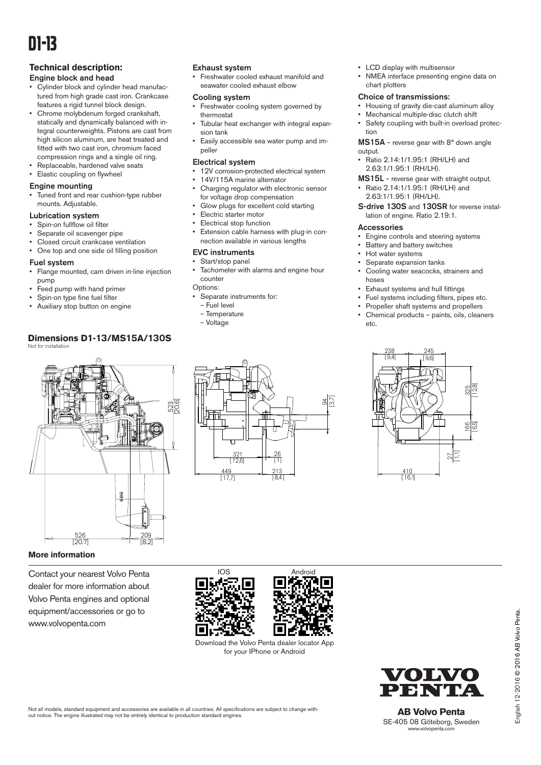# D1-13

## Technical description:

### Engine block and head
- Cylinder block and cylinder head manufactured from high grade cast iron. Crankcase features a rigid tunnel block design.
- Chrome molybdenum forged crankshaft, statically and dynamically balanced with integral counterweights. Pistons are cast from high silicon aluminum, are heat treated and fitted with two cast iron, chromium faced compression rings and a single oil ring.
- Replaceable, hardened valve seats
- Elastic coupling on flywheel

### Engine mounting
- Tuned front and rear cushion-type rubber mounts. Adjustable.

### Lubrication system
- Spin-on fullflow oil filter
- Separate oil scavenger pipe
- Closed circuit crankcase ventilation
- One top and one side oil filling position

### Fuel system
- Flange mounted, cam driven in-line injection pump
- Feed pump with hand primer
- Spin-on type fine fuel filter
- Auxiliary stop button on engine

### Exhaust system
- Freshwater cooled exhaust manifold and seawater cooled exhaust elbow

### Cooling system
- Freshwater cooling system governed by thermostat
- Tubular heat exchanger with integral expansion tank
- Easily accessible sea water pump and impeller

### Electrical system
- 12V corrosion-protected electrical system
- 14V/115A marine alternator
- Charging regulator with electronic sensor for voltage drop compensation
- Glow plugs for excellent cold starting
- Electric starter motor
- Electrical stop function
- Extension cable harness with plug-in connection available in various lengths

### EVC instruments
- Start/stop panel
- Tachometer with alarms and engine hour counter

Options:
- Separate instruments for:
  - Fuel level
  - Temperature
  - Voltage
- LCD display with multisensor
- NMEA interface presenting engine data on chart plotters

### Choice of transmissions:
- Housing of gravity die-cast aluminum alloy
- Mechanical multiple-disc clutch shift
- Safety coupling with built-in overload protection

**MS15A** – reverse gear with 8° down angle output.
- Ratio 2.14:1/1.95:1 (RH/LH) and 2.63:1/1.95:1 (RH/LH).

**MS15L** – reverse gear with straight output.
- Ratio 2.14:1/1.95:1 (RH/LH) and 2.63:1/1.95:1 (RH/LH).

**S-drive 130S** and **130SR** for reverse installation of engine. Ratio 2.19:1.

### Accessories
- Engine controls and steering systems
- Battery and battery switches
- Hot water systems
- Separate expansion tanks
- Cooling water seacocks, strainers and hoses
- Exhaust systems and hull fittings
- Fuel systems including filters, pipes etc.
- Propeller shaft systems and propellers
- Chemical products – paints, oils, cleaners etc.

## Dimensions D1-13/MS15A/130S

Not for installation

523 [20.6]
526 [20.7]
209 [8.2]

94 [3,7]
321 [12,6]
26 [1]
449 [17,7]
213 [8,4]

238 [9,4]
245 [9,6]
325 [12,8]
166 [6,5]
27 [1,1]
410 [16,1]

## More information

Contact your nearest Volvo Penta dealer for more information about Volvo Penta engines and optional equipment/accessories or go to www.volvopenta.com

IOS

Android

Download the Volvo Penta dealer locator App for your IPhone or Android

Not all models, standard equipment and accessories are available in all countries. All specifications are subject to change without notice. The engine illustrated may not be entirely identical to production standard engines.

VOLVO PENTA

**AB Volvo Penta**
SE-405 08 Göteborg, Sweden
www.volvopenta.com

English 12-2016 © 2016 AB Volvo Penta.